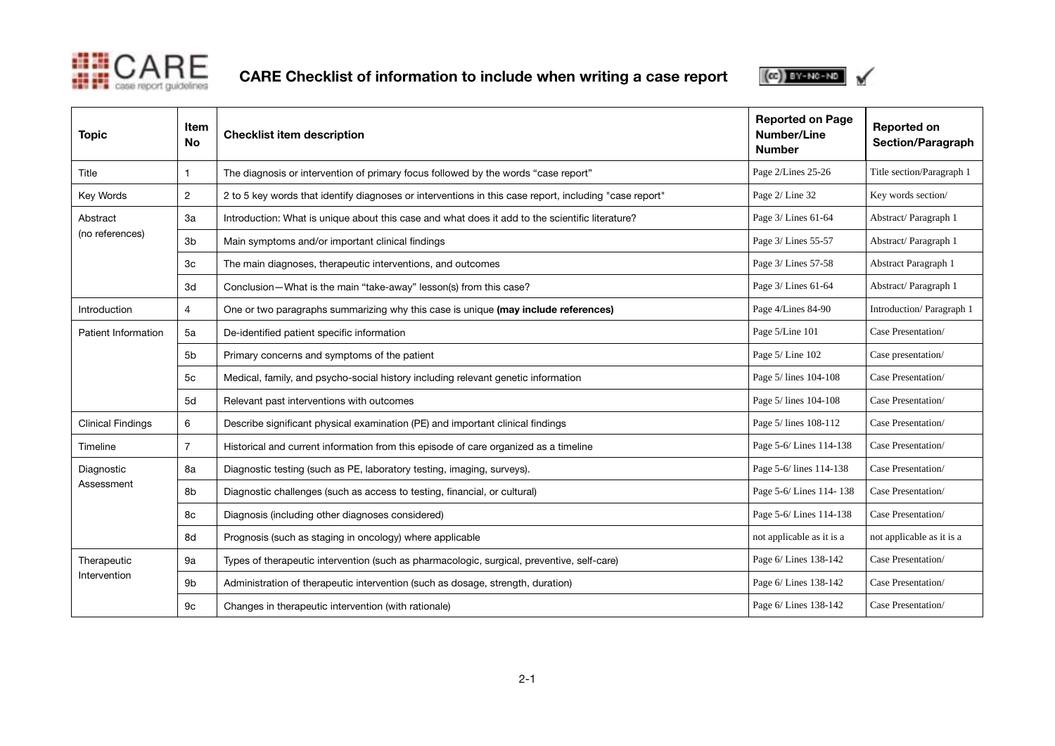# CARE Checklist of information to include when writing a case report

| Topic | Item No | Checklist item description | Reported on Page Number/Line Number | Reported on Section/Paragraph |
|---|---|---|---|---|
| Title | 1 | The diagnosis or intervention of primary focus followed by the words "case report" | Page 2/Lines 25-26 | Title section/Paragraph 1 |
| Key Words | 2 | 2 to 5 key words that identify diagnoses or interventions in this case report, including "case report" | Page 2/ Line 32 | Key words section/ |
| Abstract (no references) | 3a | Introduction: What is unique about this case and what does it add to the scientific literature? | Page 3/ Lines 61-64 | Abstract/ Paragraph 1 |
| | 3b | Main symptoms and/or important clinical findings | Page 3/ Lines 55-57 | Abstract/ Paragraph 1 |
| | 3c | The main diagnoses, therapeutic interventions, and outcomes | Page 3/ Lines 57-58 | Abstract Paragraph 1 |
| | 3d | Conclusion—What is the main "take-away" lesson(s) from this case? | Page 3/ Lines 61-64 | Abstract/ Paragraph 1 |
| Introduction | 4 | One or two paragraphs summarizing why this case is unique **(may include references)** | Page 4/Lines 84-90 | Introduction/ Paragraph 1 |
| Patient Information | 5a | De-identified patient specific information | Page 5/Line 101 | Case Presentation/ |
| | 5b | Primary concerns and symptoms of the patient | Page 5/ Line 102 | Case presentation/ |
| | 5c | Medical, family, and psycho-social history including relevant genetic information | Page 5/ lines 104-108 | Case Presentation/ |
| | 5d | Relevant past interventions with outcomes | Page 5/ lines 104-108 | Case Presentation/ |
| Clinical Findings | 6 | Describe significant physical examination (PE) and important clinical findings | Page 5/ lines 108-112 | Case Presentation/ |
| Timeline | 7 | Historical and current information from this episode of care organized as a timeline | Page 5-6/ Lines 114-138 | Case Presentation/ |
| Diagnostic Assessment | 8a | Diagnostic testing (such as PE, laboratory testing, imaging, surveys). | Page 5-6/ lines 114-138 | Case Presentation/ |
| | 8b | Diagnostic challenges (such as access to testing, financial, or cultural) | Page 5-6/ Lines 114- 138 | Case Presentation/ |
| | 8c | Diagnosis (including other diagnoses considered) | Page 5-6/ Lines 114-138 | Case Presentation/ |
| | 8d | Prognosis (such as staging in oncology) where applicable | not applicable as it is a | not applicable as it is a |
| Therapeutic Intervention | 9a | Types of therapeutic intervention (such as pharmacologic, surgical, preventive, self-care) | Page 6/ Lines 138-142 | Case Presentation/ |
| | 9b | Administration of therapeutic intervention (such as dosage, strength, duration) | Page 6/ Lines 138-142 | Case Presentation/ |
| | 9c | Changes in therapeutic intervention (with rationale) | Page 6/ Lines 138-142 | Case Presentation/ |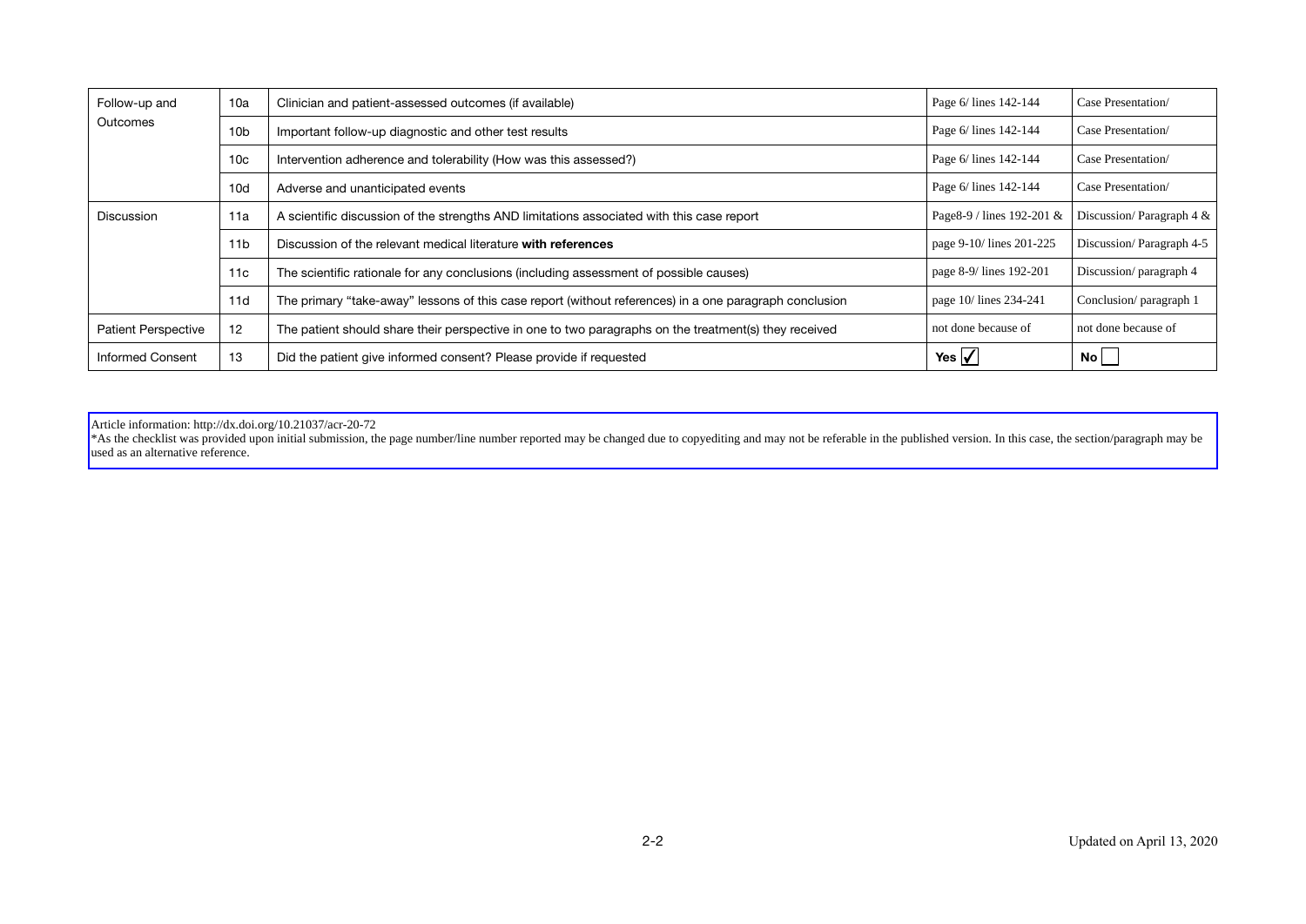| | | | | |
|---|---|---|---|---|
| Follow-up and Outcomes | 10a | Clinician and patient-assessed outcomes (if available) | Page 6/ lines 142-144 | Case Presentation/ |
| | 10b | Important follow-up diagnostic and other test results | Page 6/ lines 142-144 | Case Presentation/ |
| | 10c | Intervention adherence and tolerability (How was this assessed?) | Page 6/ lines 142-144 | Case Presentation/ |
| | 10d | Adverse and unanticipated events | Page 6/ lines 142-144 | Case Presentation/ |
| Discussion | 11a | A scientific discussion of the strengths AND limitations associated with this case report | Page8-9 / lines 192-201 & | Discussion/ Paragraph 4 & |
| | 11b | Discussion of the relevant medical literature **with references** | page 9-10/ lines 201-225 | Discussion/ Paragraph 4-5 |
| | 11c | The scientific rationale for any conclusions (including assessment of possible causes) | page 8-9/ lines 192-201 | Discussion/ paragraph 4 |
| | 11d | The primary "take-away" lessons of this case report (without references) in a one paragraph conclusion | page 10/ lines 234-241 | Conclusion/ paragraph 1 |
| Patient Perspective | 12 | The patient should share their perspective in one to two paragraphs on the treatment(s) they received | not done because of | not done because of |
| Informed Consent | 13 | Did the patient give informed consent? Please provide if requested | **Yes** ☑ | **No** ☐ |

Article information: http://dx.doi.org/10.21037/acr-20-72
*As the checklist was provided upon initial submission, the page number/line number reported may be changed due to copyediting and may not be referable in the published version. In this case, the section/paragraph may be used as an alternative reference.

Updated on April 13, 2020